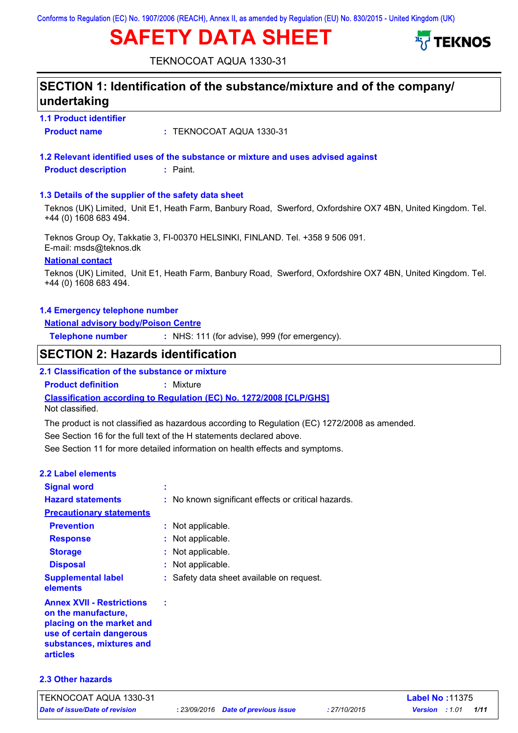Conforms to Regulation (EC) No. 1907/2006 (REACH), Annex II, as amended by Regulation (EU) No. 830/2015 - United Kingdom (UK)

# SAFETY DATA SHEET

TEKNOCOAT AQUA 1330-31

## SECTION 1: Identification of the substance/mixture and of the company/ undertaking

### 1.1 Product identifier

**Product name** : TEKNOCOAT AQUA 1330-31

### 1.2 Relevant identified uses of the substance or mixture and uses advised against

**Product description** : Paint.

### 1.3 Details of the supplier of the safety data sheet

Teknos (UK) Limited, Unit E1, Heath Farm, Banbury Road, Swerford, Oxfordshire OX7 4BN, United Kingdom. Tel. +44 (0) 1608 683 494.

Teknos Group Oy, Takkatie 3, FI-00370 HELSINKI, FINLAND. Tel. +358 9 506 091.
E-mail: msds@teknos.dk

**National contact**

Teknos (UK) Limited, Unit E1, Heath Farm, Banbury Road, Swerford, Oxfordshire OX7 4BN, United Kingdom. Tel. +44 (0) 1608 683 494.

### 1.4 Emergency telephone number

**National advisory body/Poison Centre**

**Telephone number** : NHS: 111 (for advise), 999 (for emergency).

## SECTION 2: Hazards identification

### 2.1 Classification of the substance or mixture

**Product definition** : Mixture

**Classification according to Regulation (EC) No. 1272/2008 [CLP/GHS]**

Not classified.

The product is not classified as hazardous according to Regulation (EC) 1272/2008 as amended.

See Section 16 for the full text of the H statements declared above.

See Section 11 for more detailed information on health effects and symptoms.

### 2.2 Label elements

**Signal word** :

**Hazard statements** : No known significant effects or critical hazards.

**Precautionary statements**

**Prevention** : Not applicable.

**Response** : Not applicable.

**Storage** : Not applicable.

**Disposal** : Not applicable.

**Supplemental label elements** : Safety data sheet available on request.

**Annex XVII - Restrictions on the manufacture, placing on the market and use of certain dangerous substances, mixtures and articles** :

### 2.3 Other hazards

TEKNOCOAT AQUA 1330-31 | **Label No :** 11375

*Date of issue/Date of revision* : 23/09/2016 *Date of previous issue* : 27/10/2015 *Version* : 1.01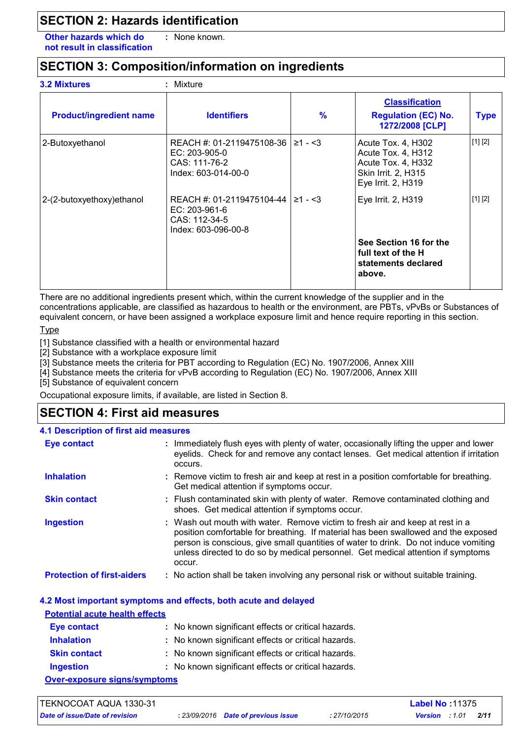## SECTION 2: Hazards identification

**Other hazards which do not result in classification** : None known.

## SECTION 3: Composition/information on ingredients

**3.2 Mixtures** : Mixture

| Product/ingredient name | Identifiers | % | Classification Regulation (EC) No. 1272/2008 [CLP] | Type |
|---|---|---|---|---|
| 2-Butoxyethanol | REACH #: 01-2119475108-36<br>EC: 203-905-0<br>CAS: 111-76-2<br>Index: 603-014-00-0 | ≥1 - <3 | Acute Tox. 4, H302<br>Acute Tox. 4, H312<br>Acute Tox. 4, H332<br>Skin Irrit. 2, H315<br>Eye Irrit. 2, H319 | [1] [2] |
| 2-(2-butoxyethoxy)ethanol | REACH #: 01-2119475104-44<br>EC: 203-961-6<br>CAS: 112-34-5<br>Index: 603-096-00-8 | ≥1 - <3 | Eye Irrit. 2, H319<br><br>**See Section 16 for the full text of the H statements declared above.** | [1] [2] |

There are no additional ingredients present which, within the current knowledge of the supplier and in the concentrations applicable, are classified as hazardous to health or the environment, are PBTs, vPvBs or Substances of equivalent concern, or have been assigned a workplace exposure limit and hence require reporting in this section.

Type

[1] Substance classified with a health or environmental hazard
[2] Substance with a workplace exposure limit
[3] Substance meets the criteria for PBT according to Regulation (EC) No. 1907/2006, Annex XIII
[4] Substance meets the criteria for vPvB according to Regulation (EC) No. 1907/2006, Annex XIII
[5] Substance of equivalent concern

Occupational exposure limits, if available, are listed in Section 8.

## SECTION 4: First aid measures

### 4.1 Description of first aid measures

**Eye contact** : Immediately flush eyes with plenty of water, occasionally lifting the upper and lower eyelids. Check for and remove any contact lenses. Get medical attention if irritation occurs.

**Inhalation** : Remove victim to fresh air and keep at rest in a position comfortable for breathing. Get medical attention if symptoms occur.

**Skin contact** : Flush contaminated skin with plenty of water. Remove contaminated clothing and shoes. Get medical attention if symptoms occur.

**Ingestion** : Wash out mouth with water. Remove victim to fresh air and keep at rest in a position comfortable for breathing. If material has been swallowed and the exposed person is conscious, give small quantities of water to drink. Do not induce vomiting unless directed to do so by medical personnel. Get medical attention if symptoms occur.

**Protection of first-aiders** : No action shall be taken involving any personal risk or without suitable training.

### 4.2 Most important symptoms and effects, both acute and delayed

**Potential acute health effects**

**Eye contact** : No known significant effects or critical hazards.

**Inhalation** : No known significant effects or critical hazards.

**Skin contact** : No known significant effects or critical hazards.

**Ingestion** : No known significant effects or critical hazards.

**Over-exposure signs/symptoms**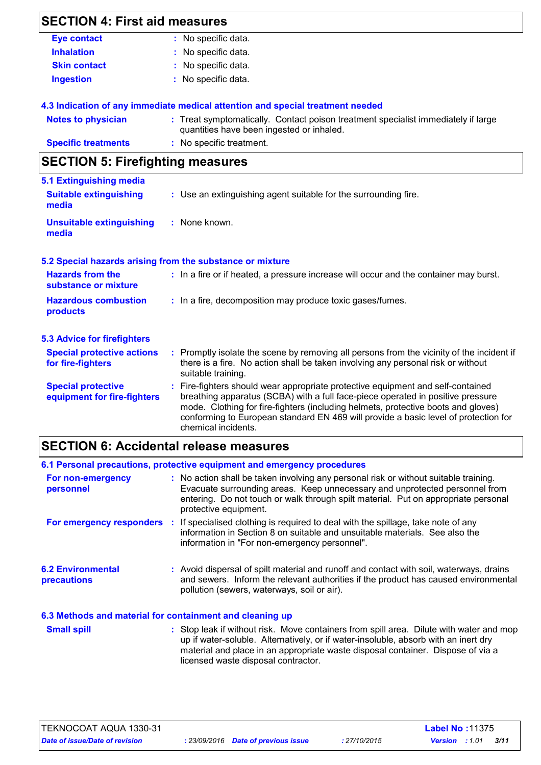## SECTION 4: First aid measures

| | |
|---|---|
| **Eye contact** | : No specific data. |
| **Inhalation** | : No specific data. |
| **Skin contact** | : No specific data. |
| **Ingestion** | : No specific data. |

### 4.3 Indication of any immediate medical attention and special treatment needed

| | |
|---|---|
| **Notes to physician** | : Treat symptomatically. Contact poison treatment specialist immediately if large quantities have been ingested or inhaled. |
| **Specific treatments** | : No specific treatment. |

## SECTION 5: Firefighting measures

### 5.1 Extinguishing media

| | |
|---|---|
| **Suitable extinguishing media** | : Use an extinguishing agent suitable for the surrounding fire. |
| **Unsuitable extinguishing media** | : None known. |

### 5.2 Special hazards arising from the substance or mixture

| | |
|---|---|
| **Hazards from the substance or mixture** | : In a fire or if heated, a pressure increase will occur and the container may burst. |
| **Hazardous combustion products** | : In a fire, decomposition may produce toxic gases/fumes. |

### 5.3 Advice for firefighters

| | |
|---|---|
| **Special protective actions for fire-fighters** | : Promptly isolate the scene by removing all persons from the vicinity of the incident if there is a fire. No action shall be taken involving any personal risk or without suitable training. |
| **Special protective equipment for fire-fighters** | : Fire-fighters should wear appropriate protective equipment and self-contained breathing apparatus (SCBA) with a full face-piece operated in positive pressure mode. Clothing for fire-fighters (including helmets, protective boots and gloves) conforming to European standard EN 469 will provide a basic level of protection for chemical incidents. |

## SECTION 6: Accidental release measures

### 6.1 Personal precautions, protective equipment and emergency procedures

| | |
|---|---|
| **For non-emergency personnel** | : No action shall be taken involving any personal risk or without suitable training. Evacuate surrounding areas. Keep unnecessary and unprotected personnel from entering. Do not touch or walk through spilt material. Put on appropriate personal protective equipment. |
| **For emergency responders** | : If specialised clothing is required to deal with the spillage, take note of any information in Section 8 on suitable and unsuitable materials. See also the information in "For non-emergency personnel". |

| | |
|---|---|
| **6.2 Environmental precautions** | : Avoid dispersal of spilt material and runoff and contact with soil, waterways, drains and sewers. Inform the relevant authorities if the product has caused environmental pollution (sewers, waterways, soil or air). |

### 6.3 Methods and material for containment and cleaning up

| | |
|---|---|
| **Small spill** | : Stop leak if without risk. Move containers from spill area. Dilute with water and mop up if water-soluble. Alternatively, or if water-insoluble, absorb with an inert dry material and place in an appropriate waste disposal container. Dispose of via a licensed waste disposal contractor. |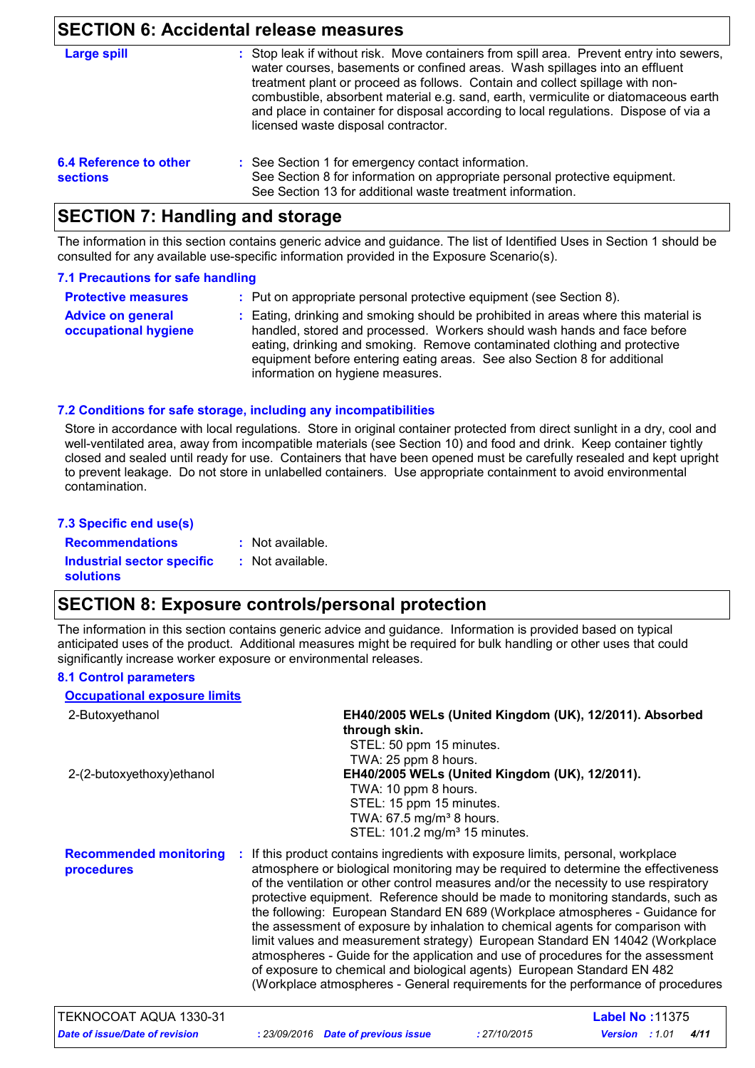## SECTION 6: Accidental release measures

**Large spill** : Stop leak if without risk. Move containers from spill area. Prevent entry into sewers, water courses, basements or confined areas. Wash spillages into an effluent treatment plant or proceed as follows. Contain and collect spillage with non-combustible, absorbent material e.g. sand, earth, vermiculite or diatomaceous earth and place in container for disposal according to local regulations. Dispose of via a licensed waste disposal contractor.

**6.4 Reference to other sections** : See Section 1 for emergency contact information.
See Section 8 for information on appropriate personal protective equipment.
See Section 13 for additional waste treatment information.

## SECTION 7: Handling and storage

The information in this section contains generic advice and guidance. The list of Identified Uses in Section 1 should be consulted for any available use-specific information provided in the Exposure Scenario(s).

### 7.1 Precautions for safe handling

**Protective measures** : Put on appropriate personal protective equipment (see Section 8).

**Advice on general occupational hygiene** : Eating, drinking and smoking should be prohibited in areas where this material is handled, stored and processed. Workers should wash hands and face before eating, drinking and smoking. Remove contaminated clothing and protective equipment before entering eating areas. See also Section 8 for additional information on hygiene measures.

### 7.2 Conditions for safe storage, including any incompatibilities

Store in accordance with local regulations. Store in original container protected from direct sunlight in a dry, cool and well-ventilated area, away from incompatible materials (see Section 10) and food and drink. Keep container tightly closed and sealed until ready for use. Containers that have been opened must be carefully resealed and kept upright to prevent leakage. Do not store in unlabelled containers. Use appropriate containment to avoid environmental contamination.

### 7.3 Specific end use(s)

**Recommendations** : Not available.

**Industrial sector specific solutions** : Not available.

## SECTION 8: Exposure controls/personal protection

The information in this section contains generic advice and guidance. Information is provided based on typical anticipated uses of the product. Additional measures might be required for bulk handling or other uses that could significantly increase worker exposure or environmental releases.

### 8.1 Control parameters

**Occupational exposure limits**

| | |
|---|---|
| 2-Butoxyethanol | **EH40/2005 WELs (United Kingdom (UK), 12/2011). Absorbed through skin.**<br>STEL: 50 ppm 15 minutes.<br>TWA: 25 ppm 8 hours. |
| 2-(2-butoxyethoxy)ethanol | **EH40/2005 WELs (United Kingdom (UK), 12/2011).**<br>TWA: 10 ppm 8 hours.<br>STEL: 15 ppm 15 minutes.<br>TWA: 67.5 mg/m³ 8 hours.<br>STEL: 101.2 mg/m³ 15 minutes. |

**Recommended monitoring procedures** : If this product contains ingredients with exposure limits, personal, workplace atmosphere or biological monitoring may be required to determine the effectiveness of the ventilation or other control measures and/or the necessity to use respiratory protective equipment. Reference should be made to monitoring standards, such as the following: European Standard EN 689 (Workplace atmospheres - Guidance for the assessment of exposure by inhalation to chemical agents for comparison with limit values and measurement strategy) European Standard EN 14042 (Workplace atmospheres - Guide for the application and use of procedures for the assessment of exposure to chemical and biological agents) European Standard EN 482 (Workplace atmospheres - General requirements for the performance of procedures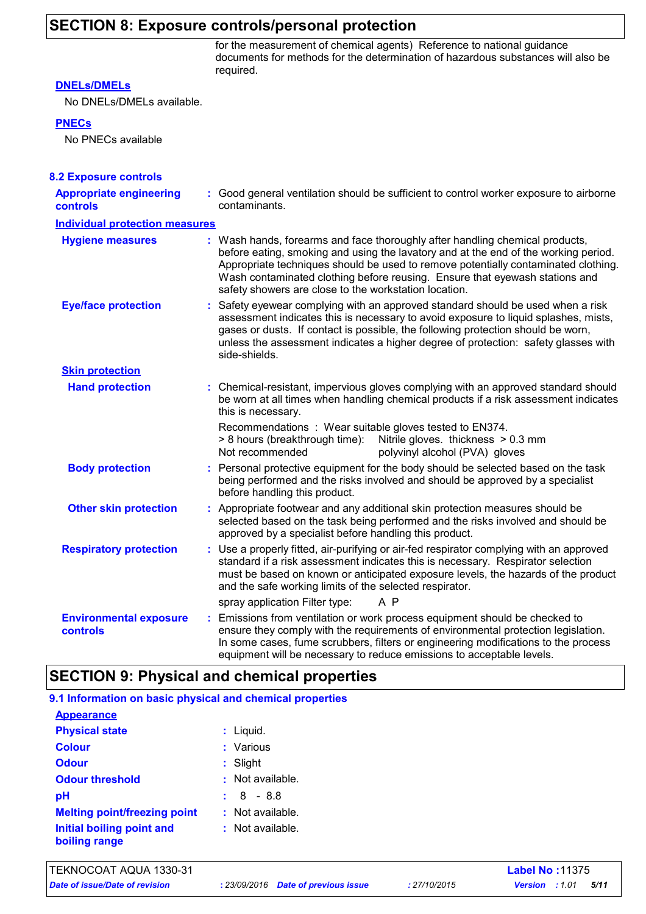## SECTION 8: Exposure controls/personal protection

for the measurement of chemical agents) Reference to national guidance documents for methods for the determination of hazardous substances will also be required.

**DNELs/DMELs**

No DNELs/DMELs available.

**PNECs**

No PNECs available

### 8.2 Exposure controls

**Appropriate engineering controls** : Good general ventilation should be sufficient to control worker exposure to airborne contaminants.

**Individual protection measures**

**Hygiene measures** : Wash hands, forearms and face thoroughly after handling chemical products, before eating, smoking and using the lavatory and at the end of the working period. Appropriate techniques should be used to remove potentially contaminated clothing. Wash contaminated clothing before reusing. Ensure that eyewash stations and safety showers are close to the workstation location.

**Eye/face protection** : Safety eyewear complying with an approved standard should be used when a risk assessment indicates this is necessary to avoid exposure to liquid splashes, mists, gases or dusts. If contact is possible, the following protection should be worn, unless the assessment indicates a higher degree of protection: safety glasses with side-shields.

**Skin protection**

**Hand protection** : Chemical-resistant, impervious gloves complying with an approved standard should be worn at all times when handling chemical products if a risk assessment indicates this is necessary.

Recommendations : Wear suitable gloves tested to EN374.
> 8 hours (breakthrough time): Nitrile gloves. thickness > 0.3 mm
Not recommended polyvinyl alcohol (PVA) gloves

**Body protection** : Personal protective equipment for the body should be selected based on the task being performed and the risks involved and should be approved by a specialist before handling this product.

**Other skin protection** : Appropriate footwear and any additional skin protection measures should be selected based on the task being performed and the risks involved and should be approved by a specialist before handling this product.

**Respiratory protection** : Use a properly fitted, air-purifying or air-fed respirator complying with an approved standard if a risk assessment indicates this is necessary. Respirator selection must be based on known or anticipated exposure levels, the hazards of the product and the safe working limits of the selected respirator.

spray application Filter type: A P

**Environmental exposure controls** : Emissions from ventilation or work process equipment should be checked to ensure they comply with the requirements of environmental protection legislation. In some cases, fume scrubbers, filters or engineering modifications to the process equipment will be necessary to reduce emissions to acceptable levels.

## SECTION 9: Physical and chemical properties

### 9.1 Information on basic physical and chemical properties

**Appearance**

**Physical state** : Liquid.

**Colour** : Various

**Odour** : Slight

**Odour threshold** : Not available.

**pH** : 8 - 8.8

**Melting point/freezing point** : Not available.

**Initial boiling point and boiling range** : Not available.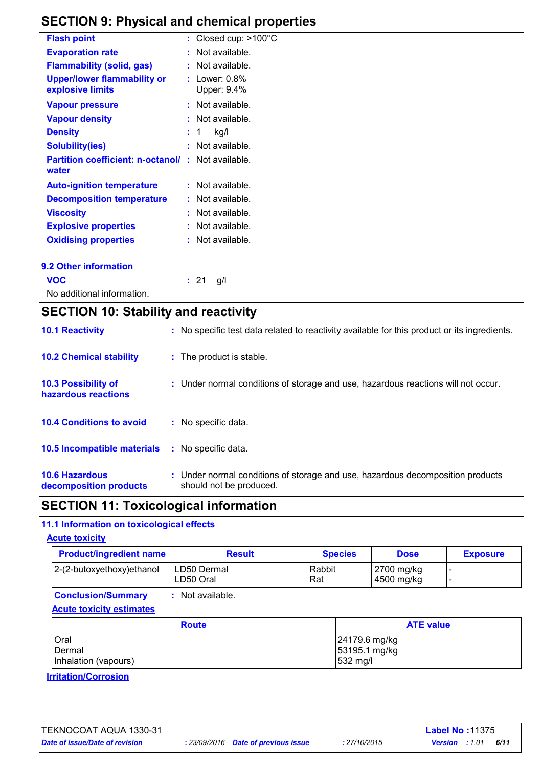## SECTION 9: Physical and chemical properties

| | |
|---|---|
| **Flash point** | : Closed cup: >100°C |
| **Evaporation rate** | : Not available. |
| **Flammability (solid, gas)** | : Not available. |
| **Upper/lower flammability or explosive limits** | : Lower: 0.8%<br>Upper: 9.4% |
| **Vapour pressure** | : Not available. |
| **Vapour density** | : Not available. |
| **Density** | : 1 kg/l |
| **Solubility(ies)** | : Not available. |
| **Partition coefficient: n-octanol/ water** | : Not available. |
| **Auto-ignition temperature** | : Not available. |
| **Decomposition temperature** | : Not available. |
| **Viscosity** | : Not available. |
| **Explosive properties** | : Not available. |
| **Oxidising properties** | : Not available. |

### 9.2 Other information

**VOC** : 21 g/l

No additional information.

## SECTION 10: Stability and reactivity

**10.1 Reactivity** : No specific test data related to reactivity available for this product or its ingredients.

**10.2 Chemical stability** : The product is stable.

**10.3 Possibility of hazardous reactions** : Under normal conditions of storage and use, hazardous reactions will not occur.

**10.4 Conditions to avoid** : No specific data.

**10.5 Incompatible materials** : No specific data.

**10.6 Hazardous decomposition products** : Under normal conditions of storage and use, hazardous decomposition products should not be produced.

## SECTION 11: Toxicological information

### 11.1 Information on toxicological effects

**Acute toxicity**

| Product/ingredient name | Result | Species | Dose | Exposure |
|---|---|---|---|---|
| 2-(2-butoxyethoxy)ethanol | LD50 Dermal<br>LD50 Oral | Rabbit<br>Rat | 2700 mg/kg<br>4500 mg/kg | -<br>- |

**Conclusion/Summary** : Not available.

**Acute toxicity estimates**

| Route | ATE value |
|---|---|
| Oral | 24179.6 mg/kg |
| Dermal | 53195.1 mg/kg |
| Inhalation (vapours) | 532 mg/l |

**Irritation/Corrosion**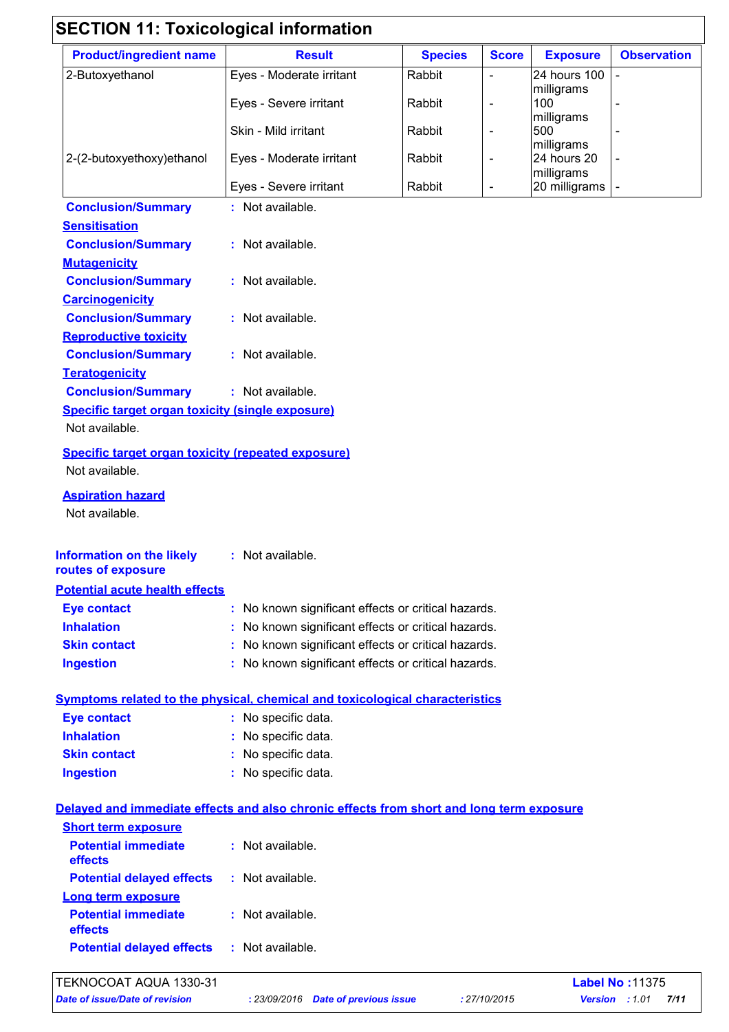## SECTION 11: Toxicological information

| Product/ingredient name | Result | Species | Score | Exposure | Observation |
|---|---|---|---|---|---|
| 2-Butoxyethanol | Eyes - Moderate irritant | Rabbit | - | 24 hours 100 milligrams | - |
| | Eyes - Severe irritant | Rabbit | - | 100 milligrams | - |
| | Skin - Mild irritant | Rabbit | - | 500 milligrams | - |
| 2-(2-butoxyethoxy)ethanol | Eyes - Moderate irritant | Rabbit | - | 24 hours 20 milligrams | - |
| | Eyes - Severe irritant | Rabbit | - | 20 milligrams | - |

**Conclusion/Summary** : Not available.

**Sensitisation**

**Conclusion/Summary** : Not available.

**Mutagenicity**

**Conclusion/Summary** : Not available.

**Carcinogenicity**

**Conclusion/Summary** : Not available.

**Reproductive toxicity**

**Conclusion/Summary** : Not available.

**Teratogenicity**

**Conclusion/Summary** : Not available.

**Specific target organ toxicity (single exposure)**

Not available.

**Specific target organ toxicity (repeated exposure)**

Not available.

**Aspiration hazard**

Not available.

**Information on the likely routes of exposure** : Not available.

**Potential acute health effects**

**Eye contact** : No known significant effects or critical hazards.
**Inhalation** : No known significant effects or critical hazards.
**Skin contact** : No known significant effects or critical hazards.
**Ingestion** : No known significant effects or critical hazards.

**Symptoms related to the physical, chemical and toxicological characteristics**

**Eye contact** : No specific data.
**Inhalation** : No specific data.
**Skin contact** : No specific data.
**Ingestion** : No specific data.

**Delayed and immediate effects and also chronic effects from short and long term exposure**

**Short term exposure**

**Potential immediate effects** : Not available.
**Potential delayed effects** : Not available.

**Long term exposure**

**Potential immediate effects** : Not available.
**Potential delayed effects** : Not available.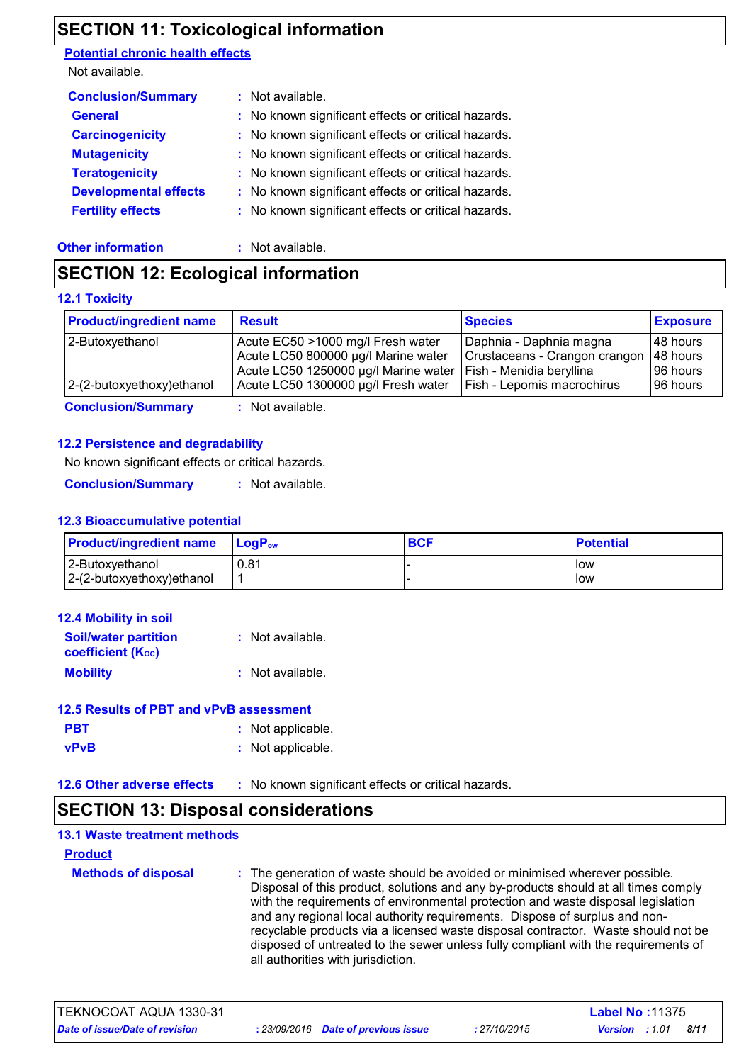## SECTION 11: Toxicological information

**Potential chronic health effects**

Not available.

**Conclusion/Summary** : Not available.

**General** : No known significant effects or critical hazards.

**Carcinogenicity** : No known significant effects or critical hazards.

**Mutagenicity** : No known significant effects or critical hazards.

**Teratogenicity** : No known significant effects or critical hazards.

**Developmental effects** : No known significant effects or critical hazards.

**Fertility effects** : No known significant effects or critical hazards.

**Other information** : Not available.

## SECTION 12: Ecological information

### 12.1 Toxicity

| Product/ingredient name | Result | Species | Exposure |
|---|---|---|---|
| 2-Butoxyethanol | Acute EC50 >1000 mg/l Fresh water | Daphnia - Daphnia magna | 48 hours |
| | Acute LC50 800000 µg/l Marine water | Crustaceans - Crangon crangon | 48 hours |
| | Acute LC50 1250000 µg/l Marine water | Fish - Menidia beryllina | 96 hours |
| 2-(2-butoxyethoxy)ethanol | Acute LC50 1300000 µg/l Fresh water | Fish - Lepomis macrochirus | 96 hours |

**Conclusion/Summary** : Not available.

### 12.2 Persistence and degradability

No known significant effects or critical hazards.

**Conclusion/Summary** : Not available.

### 12.3 Bioaccumulative potential

| Product/ingredient name | $LogP_{ow}$ | BCF | Potential |
|---|---|---|---|
| 2-Butoxyethanol | 0.81 | - | low |
| 2-(2-butoxyethoxy)ethanol | 1 | - | low |

### 12.4 Mobility in soil

**Soil/water partition coefficient ($K_{OC}$)** : Not available.

**Mobility** : Not available.

### 12.5 Results of PBT and vPvB assessment

**PBT** : Not applicable.

**vPvB** : Not applicable.

**12.6 Other adverse effects** : No known significant effects or critical hazards.

## SECTION 13: Disposal considerations

### 13.1 Waste treatment methods

**Product**

**Methods of disposal** : The generation of waste should be avoided or minimised wherever possible. Disposal of this product, solutions and any by-products should at all times comply with the requirements of environmental protection and waste disposal legislation and any regional local authority requirements. Dispose of surplus and non-recyclable products via a licensed waste disposal contractor. Waste should not be disposed of untreated to the sewer unless fully compliant with the requirements of all authorities with jurisdiction.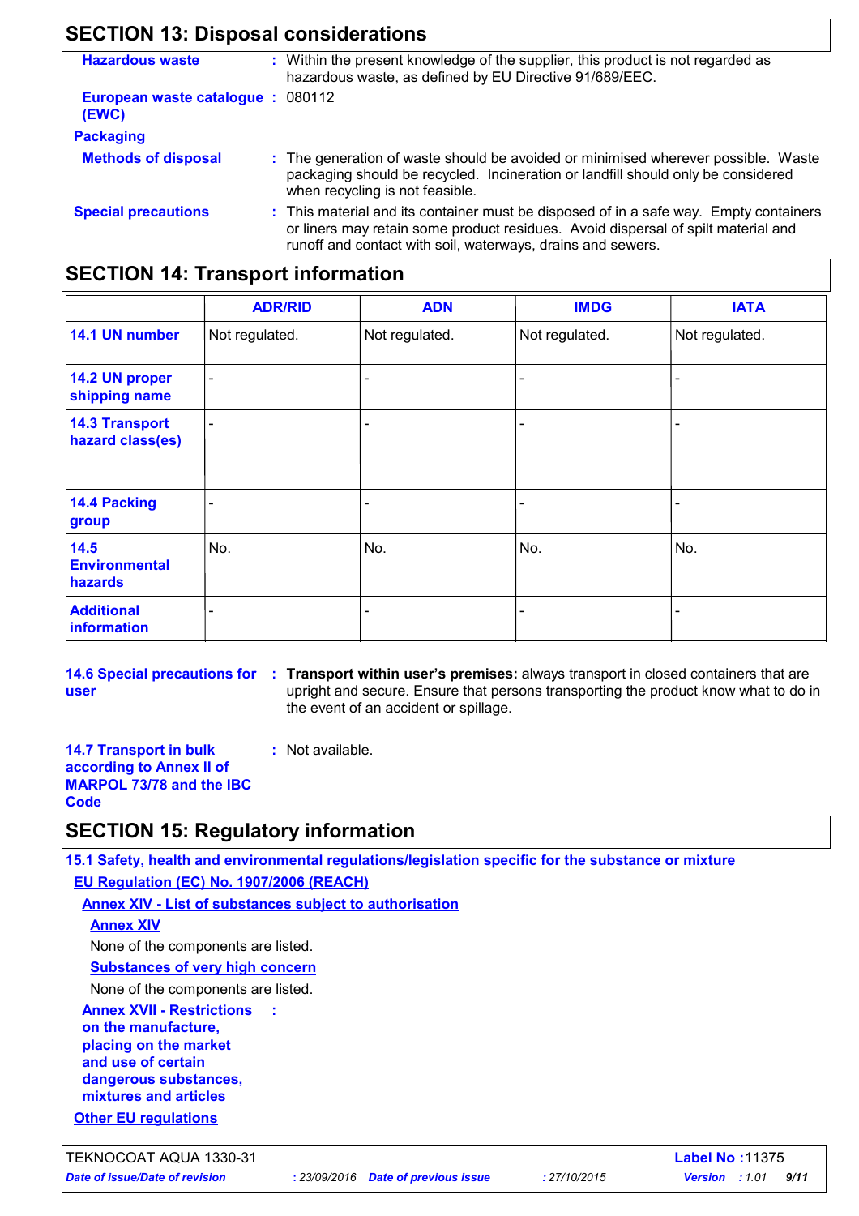## SECTION 13: Disposal considerations

**Hazardous waste** : Within the present knowledge of the supplier, this product is not regarded as hazardous waste, as defined by EU Directive 91/689/EEC.

**European waste catalogue (EWC)** : 080112

**Packaging**

**Methods of disposal** : The generation of waste should be avoided or minimised wherever possible. Waste packaging should be recycled. Incineration or landfill should only be considered when recycling is not feasible.

**Special precautions** : This material and its container must be disposed of in a safe way. Empty containers or liners may retain some product residues. Avoid dispersal of spilt material and runoff and contact with soil, waterways, drains and sewers.

## SECTION 14: Transport information

| | ADR/RID | ADN | IMDG | IATA |
|---|---|---|---|---|
| **14.1 UN number** | Not regulated. | Not regulated. | Not regulated. | Not regulated. |
| **14.2 UN proper shipping name** | - | - | - | - |
| **14.3 Transport hazard class(es)** | - | - | - | - |
| **14.4 Packing group** | - | - | - | - |
| **14.5 Environmental hazards** | No. | No. | No. | No. |
| **Additional information** | - | - | - | - |

**14.6 Special precautions for user** : **Transport within user's premises:** always transport in closed containers that are upright and secure. Ensure that persons transporting the product know what to do in the event of an accident or spillage.

**14.7 Transport in bulk according to Annex II of MARPOL 73/78 and the IBC Code** : Not available.

## SECTION 15: Regulatory information

**15.1 Safety, health and environmental regulations/legislation specific for the substance or mixture**

**EU Regulation (EC) No. 1907/2006 (REACH)**

**Annex XIV - List of substances subject to authorisation**

**Annex XIV**

None of the components are listed.

**Substances of very high concern**

None of the components are listed.

**Annex XVII - Restrictions on the manufacture, placing on the market and use of certain dangerous substances, mixtures and articles** :

**Other EU regulations**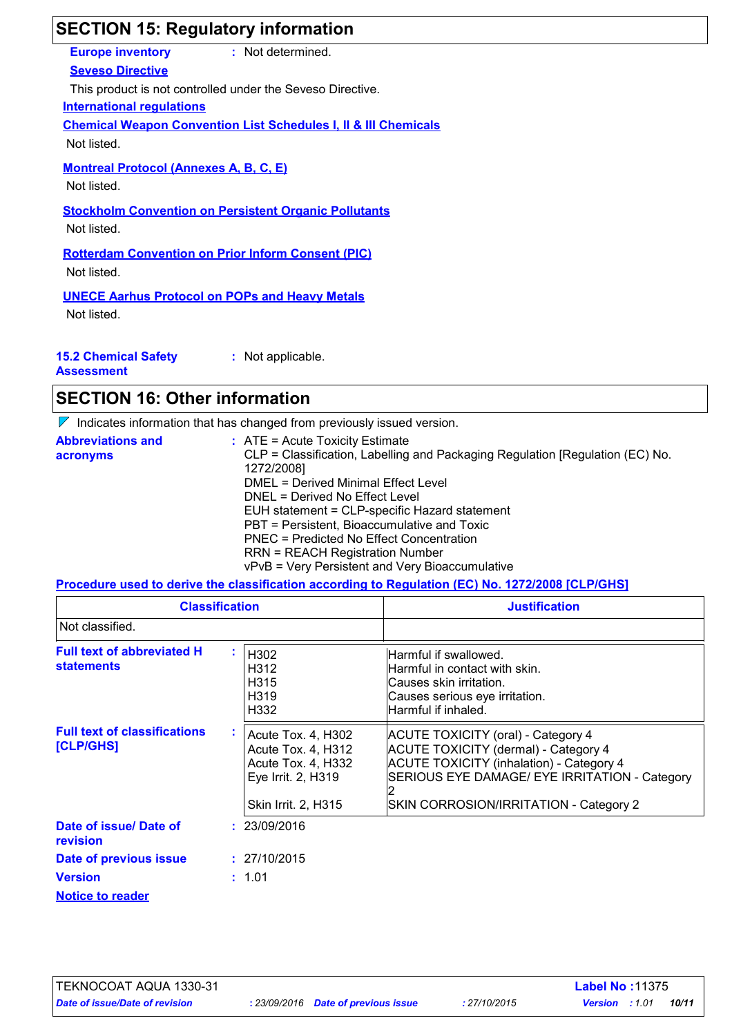## SECTION 15: Regulatory information

**Europe inventory** : Not determined.

**Seveso Directive**

This product is not controlled under the Seveso Directive.

**International regulations**

**Chemical Weapon Convention List Schedules I, II & III Chemicals**

Not listed.

**Montreal Protocol (Annexes A, B, C, E)**

Not listed.

**Stockholm Convention on Persistent Organic Pollutants**

Not listed.

**Rotterdam Convention on Prior Inform Consent (PIC)**

Not listed.

**UNECE Aarhus Protocol on POPs and Heavy Metals**

Not listed.

**15.2 Chemical Safety Assessment** : Not applicable.

## SECTION 16: Other information

Indicates information that has changed from previously issued version.

**Abbreviations and acronyms** :
ATE = Acute Toxicity Estimate
CLP = Classification, Labelling and Packaging Regulation [Regulation (EC) No. 1272/2008]
DMEL = Derived Minimal Effect Level
DNEL = Derived No Effect Level
EUH statement = CLP-specific Hazard statement
PBT = Persistent, Bioaccumulative and Toxic
PNEC = Predicted No Effect Concentration
RRN = REACH Registration Number
vPvB = Very Persistent and Very Bioaccumulative

**Procedure used to derive the classification according to Regulation (EC) No. 1272/2008 [CLP/GHS]**

| Classification | Justification |
|---|---|
| Not classified. | |

**Full text of abbreviated H statements** :

| | |
|---|---|
| H302 | Harmful if swallowed. |
| H312 | Harmful in contact with skin. |
| H315 | Causes skin irritation. |
| H319 | Causes serious eye irritation. |
| H332 | Harmful if inhaled. |

**Full text of classifications [CLP/GHS]** :

| | |
|---|---|
| Acute Tox. 4, H302 | ACUTE TOXICITY (oral) - Category 4 |
| Acute Tox. 4, H312 | ACUTE TOXICITY (dermal) - Category 4 |
| Acute Tox. 4, H332 | ACUTE TOXICITY (inhalation) - Category 4 |
| Eye Irrit. 2, H319 | SERIOUS EYE DAMAGE/ EYE IRRITATION - Category 2 |
| Skin Irrit. 2, H315 | SKIN CORROSION/IRRITATION - Category 2 |

**Date of issue/ Date of revision** : 23/09/2016

**Date of previous issue** : 27/10/2015

**Version** : 1.01

**Notice to reader**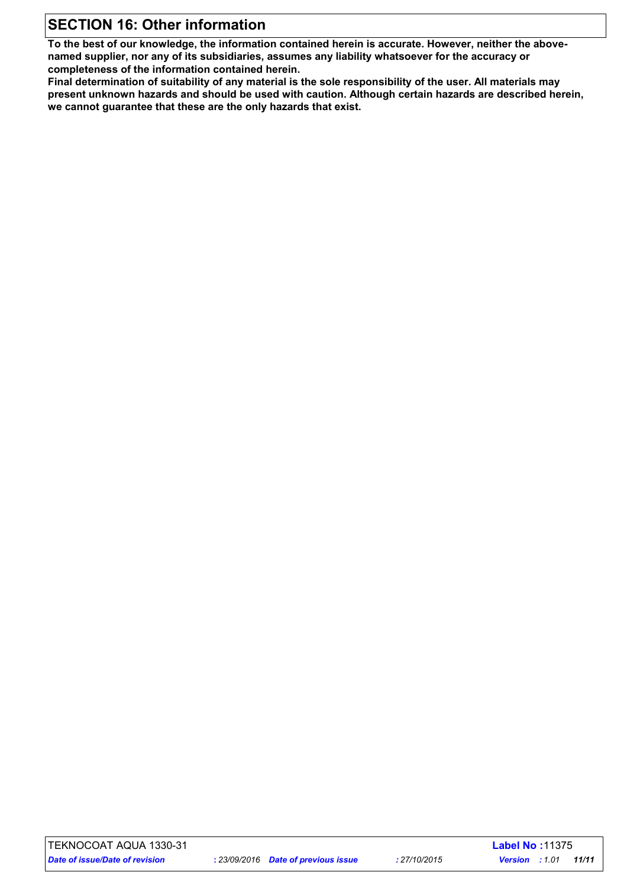## SECTION 16: Other information

**To the best of our knowledge, the information contained herein is accurate. However, neither the above-named supplier, nor any of its subsidiaries, assumes any liability whatsoever for the accuracy or completeness of the information contained herein.**
**Final determination of suitability of any material is the sole responsibility of the user. All materials may present unknown hazards and should be used with caution. Although certain hazards are described herein, we cannot guarantee that these are the only hazards that exist.**